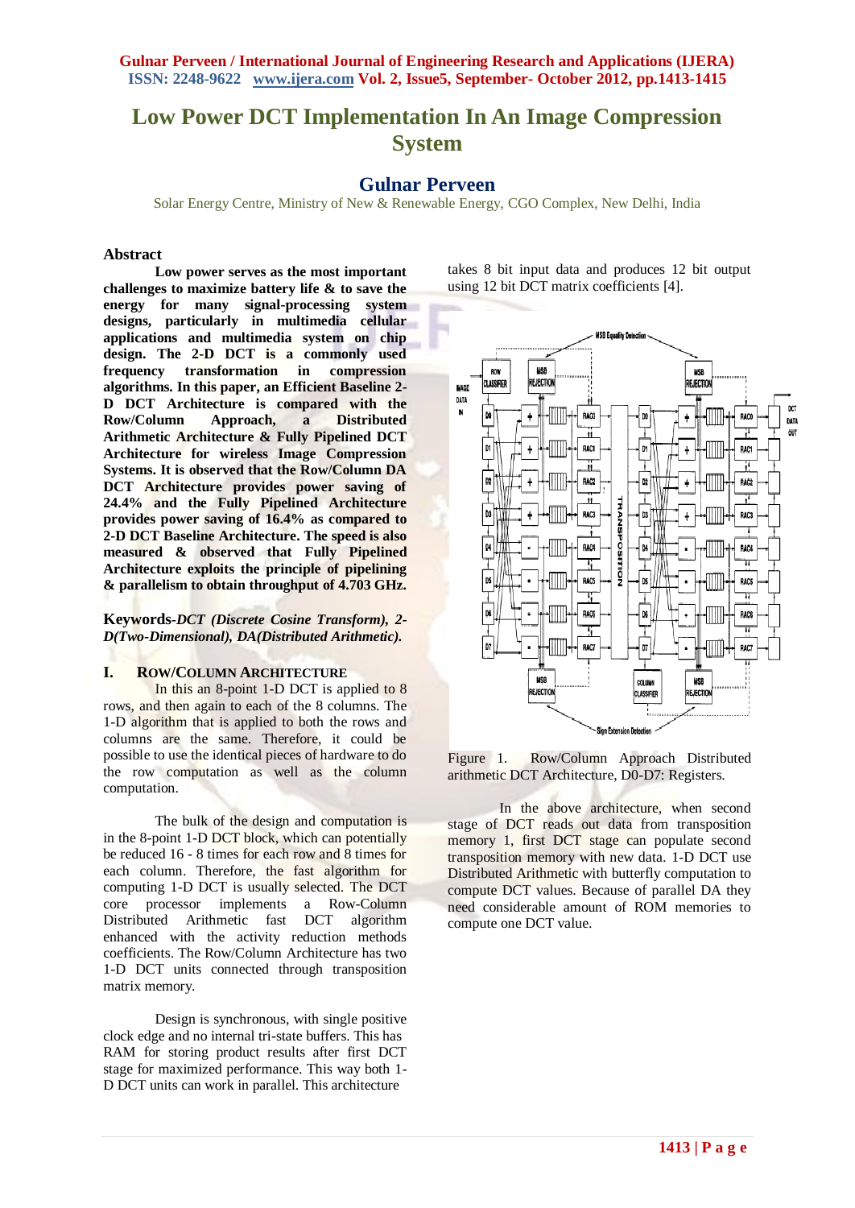# Low Power DCT Implementation In An Image Compression System

## Gulnar Perveen

Solar Energy Centre, Ministry of New & Renewable Energy, CGO Complex, New Delhi, India

### Abstract

**Low power serves as the most important challenges to maximize battery life & to save the energy for many signal-processing system designs, particularly in multimedia cellular applications and multimedia system on chip design. The 2-D DCT is a commonly used frequency transformation in compression algorithms. In this paper, an Efficient Baseline 2-D DCT Architecture is compared with the Row/Column Approach, a Distributed Arithmetic Architecture & Fully Pipelined DCT Architecture for wireless Image Compression Systems. It is observed that the Row/Column DA DCT Architecture provides power saving of 24.4% and the Fully Pipelined Architecture provides power saving of 16.4% as compared to 2-D DCT Baseline Architecture. The speed is also measured & observed that Fully Pipelined Architecture exploits the principle of pipelining & parallelism to obtain throughput of 4.703 GHz.**

**Keywords**-***DCT (Discrete Cosine Transform), 2-D(Two-Dimensional), DA(Distributed Arithmetic).***

## I. Row/Column Architecture

In this an 8-point 1-D DCT is applied to 8 rows, and then again to each of the 8 columns. The 1-D algorithm that is applied to both the rows and columns are the same. Therefore, it could be possible to use the identical pieces of hardware to do the row computation as well as the column computation.

The bulk of the design and computation is in the 8-point 1-D DCT block, which can potentially be reduced 16 - 8 times for each row and 8 times for each column. Therefore, the fast algorithm for computing 1-D DCT is usually selected. The DCT core processor implements a Row-Column Distributed Arithmetic fast DCT algorithm enhanced with the activity reduction methods coefficients. The Row/Column Architecture has two 1-D DCT units connected through transposition matrix memory.

Design is synchronous, with single positive clock edge and no internal tri-state buffers. This has RAM for storing product results after first DCT stage for maximized performance. This way both 1-D DCT units can work in parallel. This architecture takes 8 bit input data and produces 12 bit output using 12 bit DCT matrix coefficients [4].

Figure 1. Row/Column Approach Distributed arithmetic DCT Architecture, D0-D7: Registers.

In the above architecture, when second stage of DCT reads out data from transposition memory 1, first DCT stage can populate second transposition memory with new data. 1-D DCT use Distributed Arithmetic with butterfly computation to compute DCT values. Because of parallel DA they need considerable amount of ROM memories to compute one DCT value.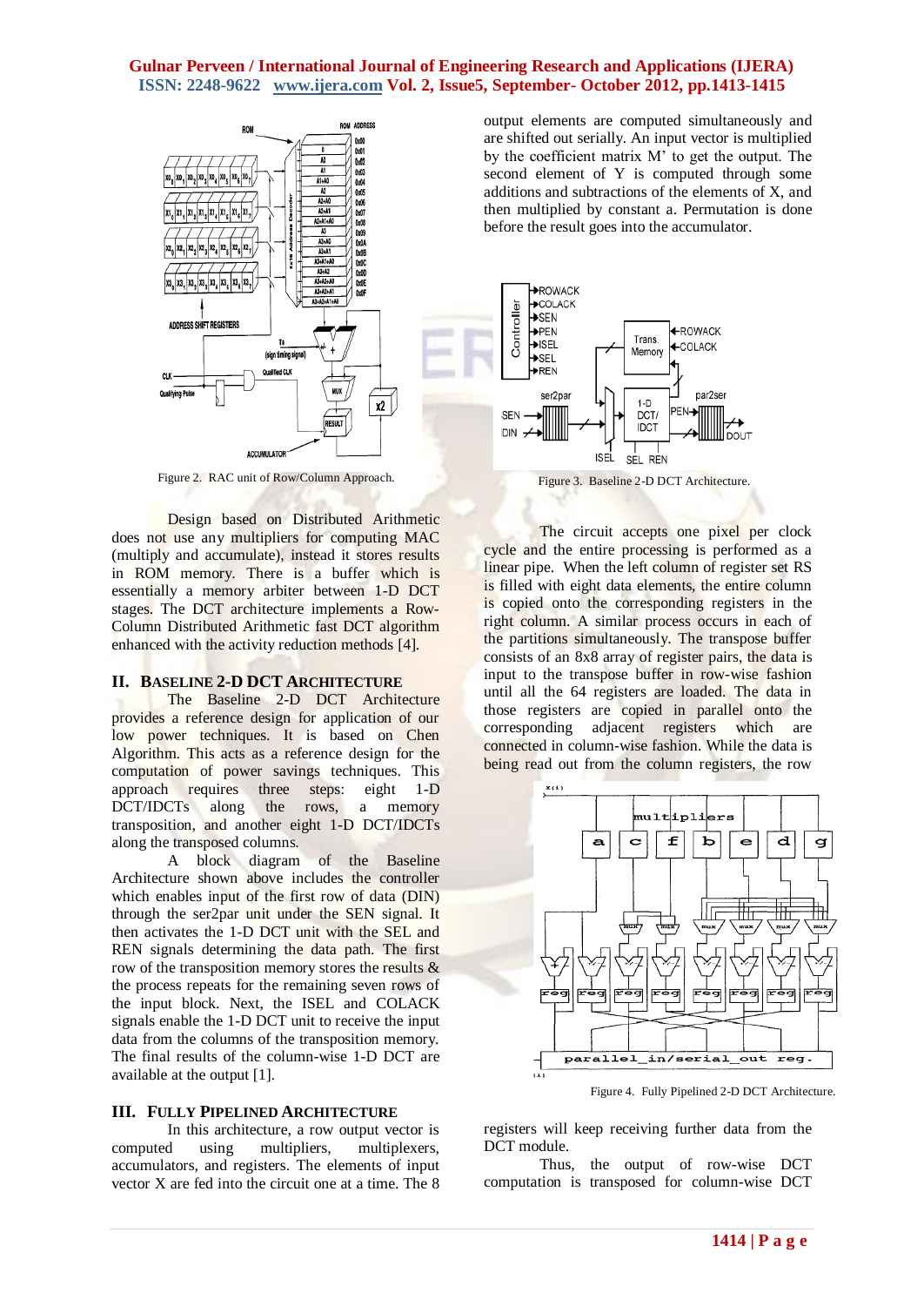Figure 2. RAC unit of Row/Column Approach.

Design based on Distributed Arithmetic does not use any multipliers for computing MAC (multiply and accumulate), instead it stores results in ROM memory. There is a buffer which is essentially a memory arbiter between 1-D DCT stages. The DCT architecture implements a Row-Column Distributed Arithmetic fast DCT algorithm enhanced with the activity reduction methods [4].

## II. BASELINE 2-D DCT ARCHITECTURE

The Baseline 2-D DCT Architecture provides a reference design for application of our low power techniques. It is based on Chen Algorithm. This acts as a reference design for the computation of power savings techniques. This approach requires three steps: eight 1-D DCT/IDCTs along the rows, a memory transposition, and another eight 1-D DCT/IDCTs along the transposed columns.

A block diagram of the Baseline Architecture shown above includes the controller which enables input of the first row of data (DIN) through the ser2par unit under the SEN signal. It then activates the 1-D DCT unit with the SEL and REN signals determining the data path. The first row of the transposition memory stores the results & the process repeats for the remaining seven rows of the input block. Next, the ISEL and COLACK signals enable the 1-D DCT unit to receive the input data from the columns of the transposition memory. The final results of the column-wise 1-D DCT are available at the output [1].

## III. FULLY PIPELINED ARCHITECTURE

In this architecture, a row output vector is computed using multipliers, multiplexers, accumulators, and registers. The elements of input vector X are fed into the circuit one at a time. The 8 output elements are computed simultaneously and are shifted out serially. An input vector is multiplied by the coefficient matrix M' to get the output. The second element of Y is computed through some additions and subtractions of the elements of X, and then multiplied by constant a. Permutation is done before the result goes into the accumulator.

Figure 3. Baseline 2-D DCT Architecture.

The circuit accepts one pixel per clock cycle and the entire processing is performed as a linear pipe. When the left column of register set RS is filled with eight data elements, the entire column is copied onto the corresponding registers in the right column. A similar process occurs in each of the partitions simultaneously. The transpose buffer consists of an 8x8 array of register pairs, the data is input to the transpose buffer in row-wise fashion until all the 64 registers are loaded. The data in those registers are copied in parallel onto the corresponding adjacent registers which are connected in column-wise fashion. While the data is being read out from the column registers, the row registers will keep receiving further data from the DCT module.

Figure 4. Fully Pipelined 2-D DCT Architecture.

Thus, the output of row-wise DCT computation is transposed for column-wise DCT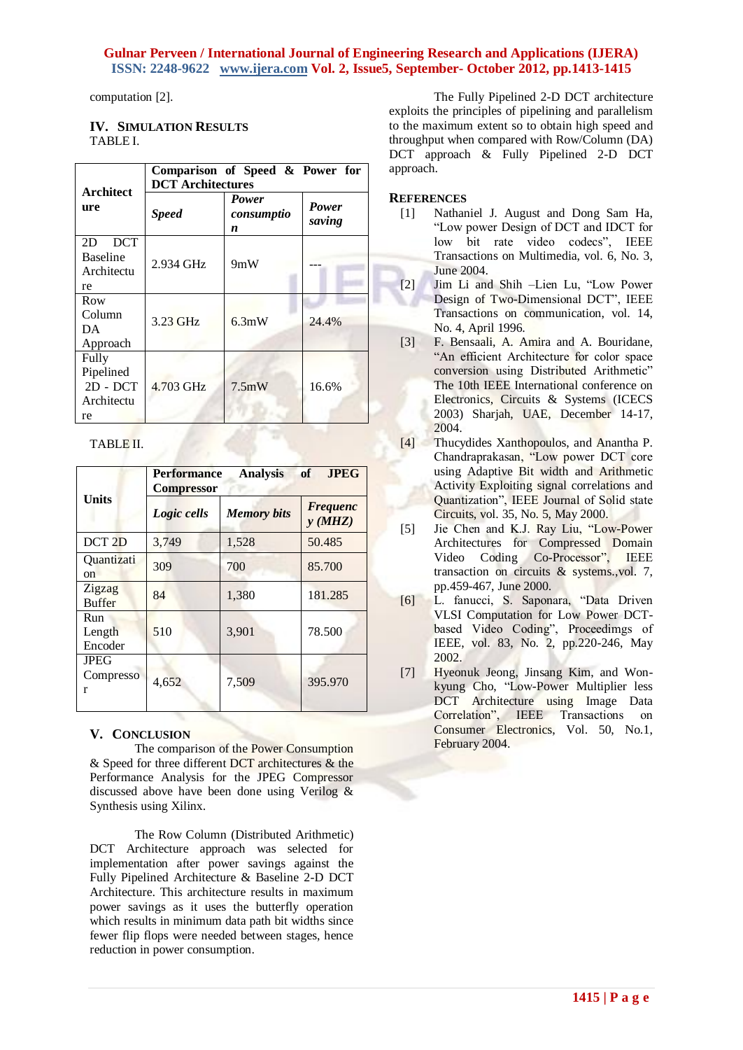computation [2].

## IV. SIMULATION RESULTS

TABLE I.

| Architecture | Comparison of Speed & Power for DCT Architectures | | |
|---|---|---|---|
| | ***Speed*** | ***Power consumption*** | ***Power saving*** |
| 2D DCT Baseline Architecture | 2.934 GHz | 9mW | --- |
| Row Column DA Approach | 3.23 GHz | 6.3mW | 24.4% |
| Fully Pipelined 2D - DCT Architecture | 4.703 GHz | 7.5mW | 16.6% |

TABLE II.

| Units | Performance Analysis of JPEG Compressor | | |
|---|---|---|---|
| | ***Logic cells*** | ***Memory bits*** | ***Frequency (MHZ)*** |
| DCT 2D | 3,749 | 1,528 | 50.485 |
| Quantization | 309 | 700 | 85.700 |
| Zigzag Buffer | 84 | 1,380 | 181.285 |
| Run Length Encoder | 510 | 3,901 | 78.500 |
| JPEG Compressor | 4,652 | 7,509 | 395.970 |

## V. CONCLUSION

The comparison of the Power Consumption & Speed for three different DCT architectures & the Performance Analysis for the JPEG Compressor discussed above have been done using Verilog & Synthesis using Xilinx.

The Row Column (Distributed Arithmetic) DCT Architecture approach was selected for implementation after power savings against the Fully Pipelined Architecture & Baseline 2-D DCT Architecture. This architecture results in maximum power savings as it uses the butterfly operation which results in minimum data path bit widths since fewer flip flops were needed between stages, hence reduction in power consumption.

The Fully Pipelined 2-D DCT architecture exploits the principles of pipelining and parallelism to the maximum extent so to obtain high speed and throughput when compared with Row/Column (DA) DCT approach & Fully Pipelined 2-D DCT approach.

## REFERENCES

[1] Nathaniel J. August and Dong Sam Ha, "Low power Design of DCT and IDCT for low bit rate video codecs", IEEE Transactions on Multimedia, vol. 6, No. 3, June 2004.

[2] Jim Li and Shih –Lien Lu, "Low Power Design of Two-Dimensional DCT", IEEE Transactions on communication, vol. 14, No. 4, April 1996.

[3] F. Bensaali, A. Amira and A. Bouridane, "An efficient Architecture for color space conversion using Distributed Arithmetic" The 10th IEEE International conference on Electronics, Circuits & Systems (ICECS 2003) Sharjah, UAE, December 14-17, 2004.

[4] Thucydides Xanthopoulos, and Anantha P. Chandraprakasan, "Low power DCT core using Adaptive Bit width and Arithmetic Activity Exploiting signal correlations and Quantization", IEEE Journal of Solid state Circuits, vol. 35, No. 5, May 2000.

[5] Jie Chen and K.J. Ray Liu, "Low-Power Architectures for Compressed Domain Video Coding Co-Processor", IEEE transaction on circuits & systems.,vol. 7, pp.459-467, June 2000.

[6] L. fanucci, S. Saponara, "Data Driven VLSI Computation for Low Power DCT-based Video Coding", Proceedimgs of IEEE, vol. 83, No. 2, pp.220-246, May 2002.

[7] Hyeonuk Jeong, Jinsang Kim, and Won-kyung Cho, "Low-Power Multiplier less DCT Architecture using Image Data Correlation", IEEE Transactions on Consumer Electronics, Vol. 50, No.1, February 2004.